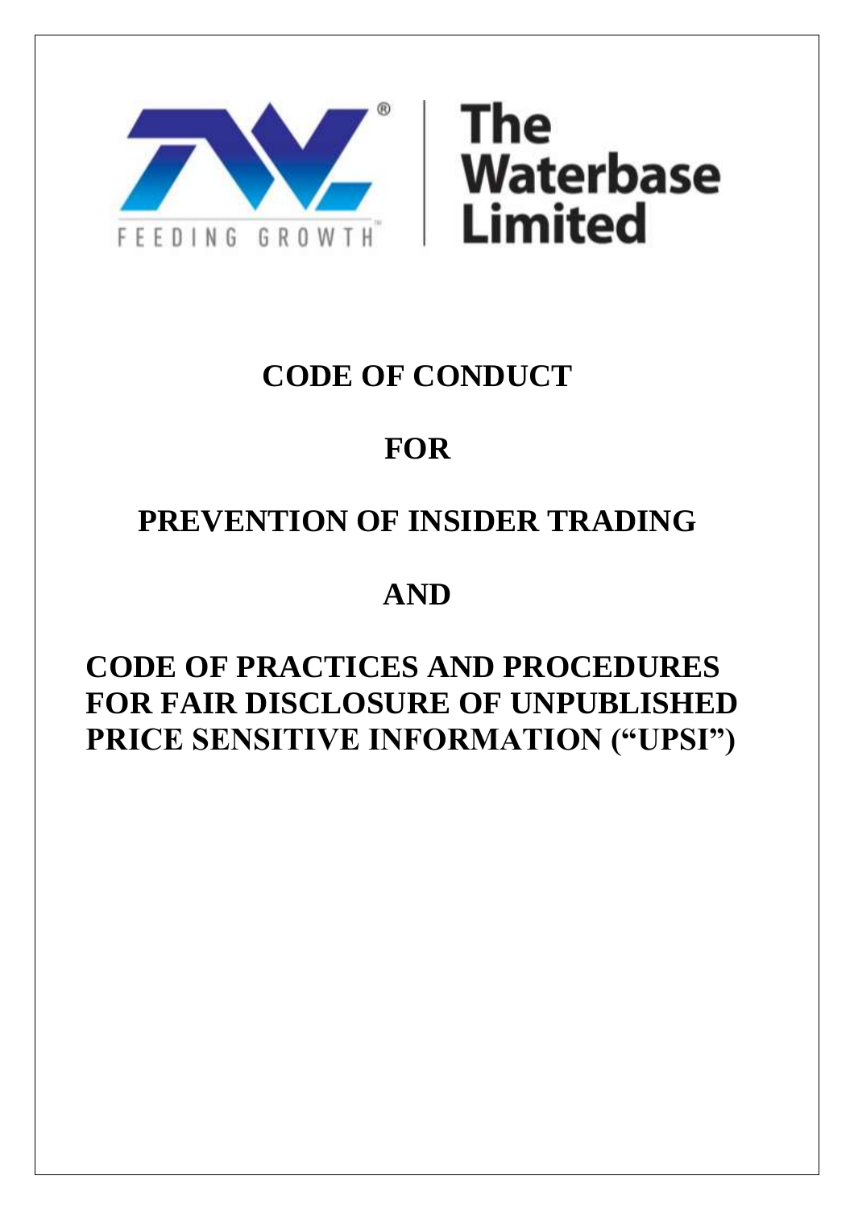The Waterbase Limited

FEEDING GROWTH

# CODE OF CONDUCT

# FOR

# PREVENTION OF INSIDER TRADING

# AND

# CODE OF PRACTICES AND PROCEDURES FOR FAIR DISCLOSURE OF UNPUBLISHED PRICE SENSITIVE INFORMATION ("UPSI")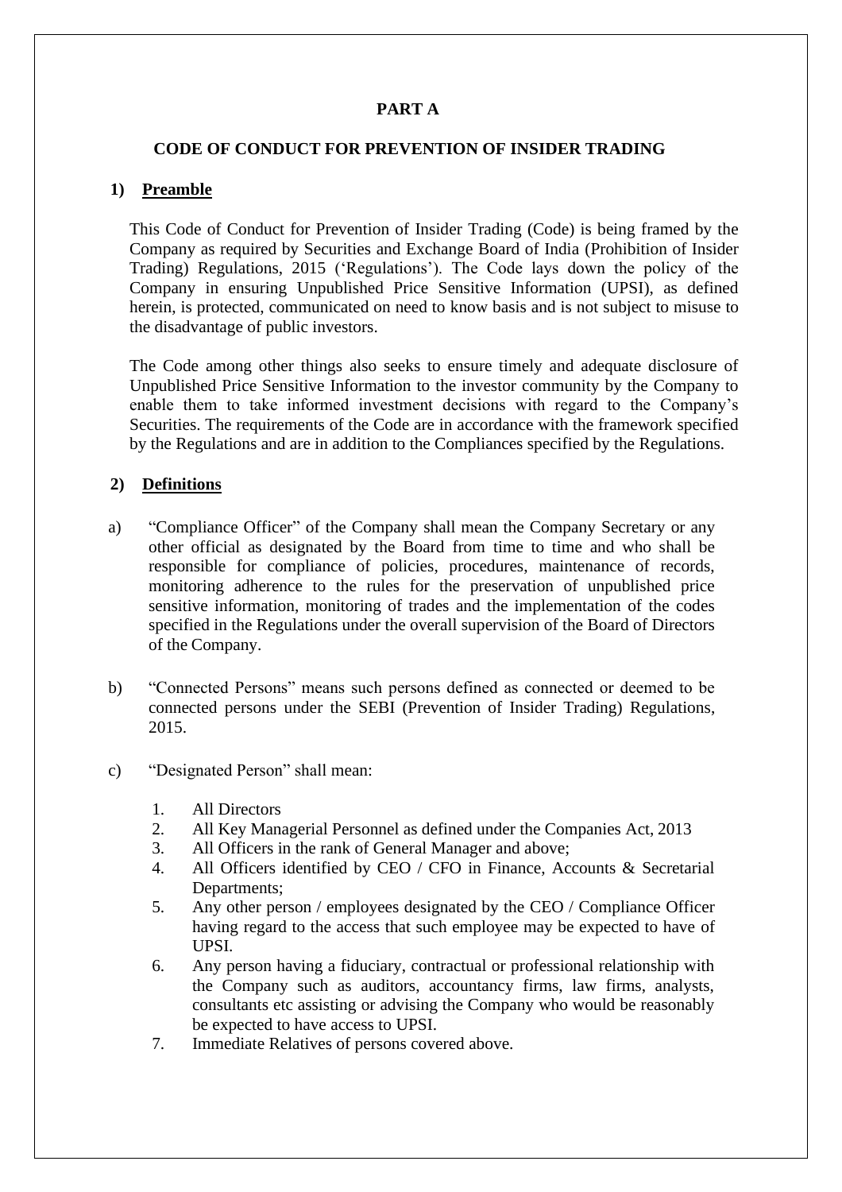# PART A

## CODE OF CONDUCT FOR PREVENTION OF INSIDER TRADING

### 1) Preamble

This Code of Conduct for Prevention of Insider Trading (Code) is being framed by the Company as required by Securities and Exchange Board of India (Prohibition of Insider Trading) Regulations, 2015 ('Regulations'). The Code lays down the policy of the Company in ensuring Unpublished Price Sensitive Information (UPSI), as defined herein, is protected, communicated on need to know basis and is not subject to misuse to the disadvantage of public investors.

The Code among other things also seeks to ensure timely and adequate disclosure of Unpublished Price Sensitive Information to the investor community by the Company to enable them to take informed investment decisions with regard to the Company's Securities. The requirements of the Code are in accordance with the framework specified by the Regulations and are in addition to the Compliances specified by the Regulations.

### 2) Definitions

a) "Compliance Officer" of the Company shall mean the Company Secretary or any other official as designated by the Board from time to time and who shall be responsible for compliance of policies, procedures, maintenance of records, monitoring adherence to the rules for the preservation of unpublished price sensitive information, monitoring of trades and the implementation of the codes specified in the Regulations under the overall supervision of the Board of Directors of the Company.

b) "Connected Persons" means such persons defined as connected or deemed to be connected persons under the SEBI (Prevention of Insider Trading) Regulations, 2015.

c) "Designated Person" shall mean:

1. All Directors
2. All Key Managerial Personnel as defined under the Companies Act, 2013
3. All Officers in the rank of General Manager and above;
4. All Officers identified by CEO / CFO in Finance, Accounts & Secretarial Departments;
5. Any other person / employees designated by the CEO / Compliance Officer having regard to the access that such employee may be expected to have of UPSI.
6. Any person having a fiduciary, contractual or professional relationship with the Company such as auditors, accountancy firms, law firms, analysts, consultants etc assisting or advising the Company who would be reasonably be expected to have access to UPSI.
7. Immediate Relatives of persons covered above.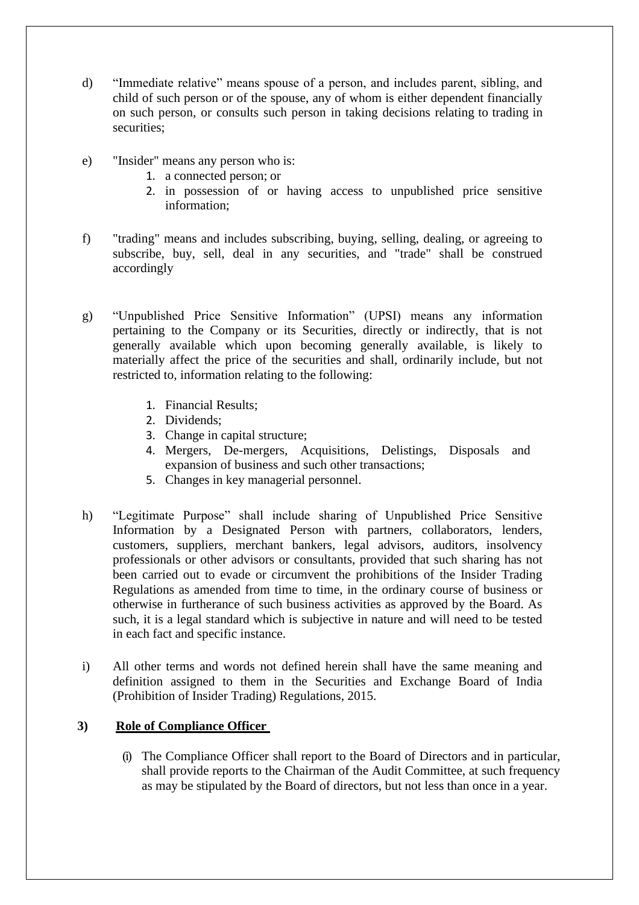d) “Immediate relative” means spouse of a person, and includes parent, sibling, and child of such person or of the spouse, any of whom is either dependent financially on such person, or consults such person in taking decisions relating to trading in securities;

e) "Insider" means any person who is:
   1. a connected person; or
   2. in possession of or having access to unpublished price sensitive information;

f) "trading" means and includes subscribing, buying, selling, dealing, or agreeing to subscribe, buy, sell, deal in any securities, and "trade" shall be construed accordingly

g) “Unpublished Price Sensitive Information” (UPSI) means any information pertaining to the Company or its Securities, directly or indirectly, that is not generally available which upon becoming generally available, is likely to materially affect the price of the securities and shall, ordinarily include, but not restricted to, information relating to the following:

   1. Financial Results;
   2. Dividends;
   3. Change in capital structure;
   4. Mergers, De-mergers, Acquisitions, Delistings, Disposals and expansion of business and such other transactions;
   5. Changes in key managerial personnel.

h) “Legitimate Purpose” shall include sharing of Unpublished Price Sensitive Information by a Designated Person with partners, collaborators, lenders, customers, suppliers, merchant bankers, legal advisors, auditors, insolvency professionals or other advisors or consultants, provided that such sharing has not been carried out to evade or circumvent the prohibitions of the Insider Trading Regulations as amended from time to time, in the ordinary course of business or otherwise in furtherance of such business activities as approved by the Board. As such, it is a legal standard which is subjective in nature and will need to be tested in each fact and specific instance.

i) All other terms and words not defined herein shall have the same meaning and definition assigned to them in the Securities and Exchange Board of India (Prohibition of Insider Trading) Regulations, 2015.

**3) <u>Role of Compliance Officer</u>**

(i) The Compliance Officer shall report to the Board of Directors and in particular, shall provide reports to the Chairman of the Audit Committee, at such frequency as may be stipulated by the Board of directors, but not less than once in a year.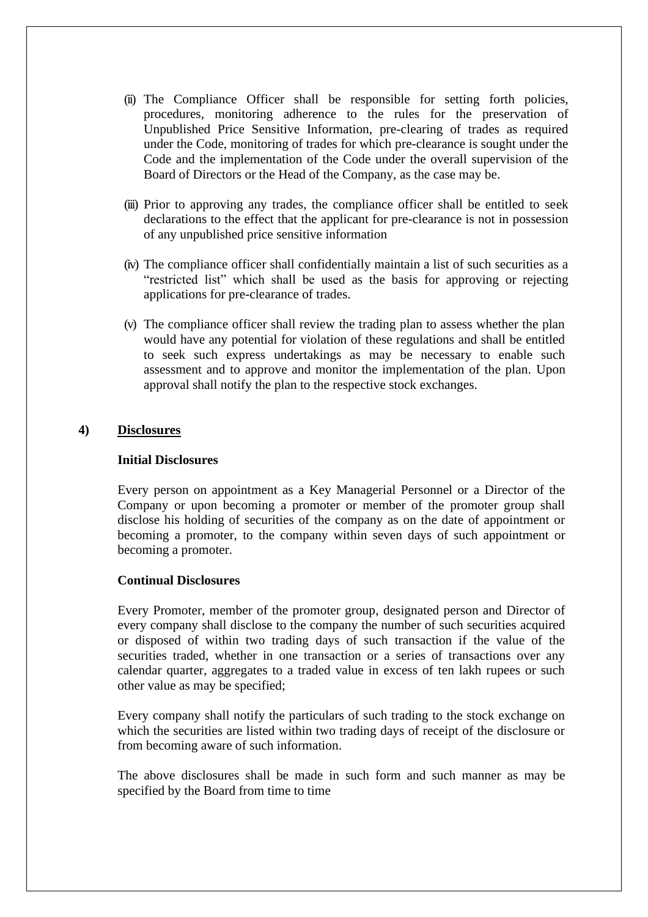(ii) The Compliance Officer shall be responsible for setting forth policies, procedures, monitoring adherence to the rules for the preservation of Unpublished Price Sensitive Information, pre-clearing of trades as required under the Code, monitoring of trades for which pre-clearance is sought under the Code and the implementation of the Code under the overall supervision of the Board of Directors or the Head of the Company, as the case may be.

(iii) Prior to approving any trades, the compliance officer shall be entitled to seek declarations to the effect that the applicant for pre-clearance is not in possession of any unpublished price sensitive information

(iv) The compliance officer shall confidentially maintain a list of such securities as a "restricted list" which shall be used as the basis for approving or rejecting applications for pre-clearance of trades.

(v) The compliance officer shall review the trading plan to assess whether the plan would have any potential for violation of these regulations and shall be entitled to seek such express undertakings as may be necessary to enable such assessment and to approve and monitor the implementation of the plan. Upon approval shall notify the plan to the respective stock exchanges.

## 4) <u>Disclosures</u>

**Initial Disclosures**

Every person on appointment as a Key Managerial Personnel or a Director of the Company or upon becoming a promoter or member of the promoter group shall disclose his holding of securities of the company as on the date of appointment or becoming a promoter, to the company within seven days of such appointment or becoming a promoter.

**Continual Disclosures**

Every Promoter, member of the promoter group, designated person and Director of every company shall disclose to the company the number of such securities acquired or disposed of within two trading days of such transaction if the value of the securities traded, whether in one transaction or a series of transactions over any calendar quarter, aggregates to a traded value in excess of ten lakh rupees or such other value as may be specified;

Every company shall notify the particulars of such trading to the stock exchange on which the securities are listed within two trading days of receipt of the disclosure or from becoming aware of such information.

The above disclosures shall be made in such form and such manner as may be specified by the Board from time to time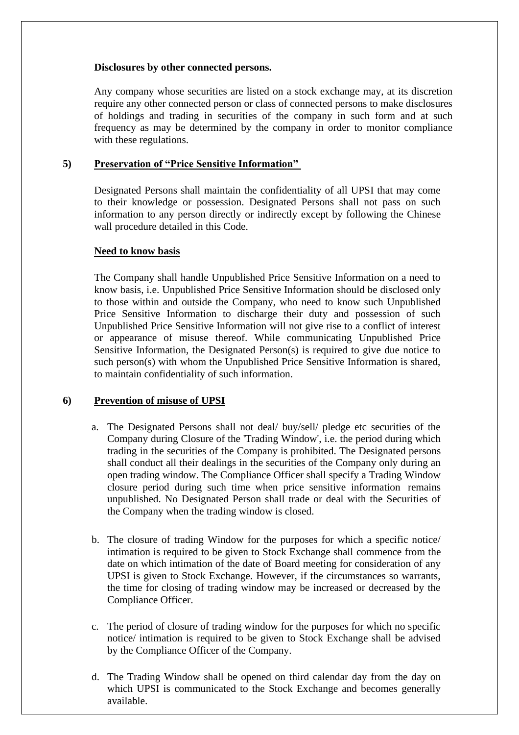**Disclosures by other connected persons.**

Any company whose securities are listed on a stock exchange may, at its discretion require any other connected person or class of connected persons to make disclosures of holdings and trading in securities of the company in such form and at such frequency as may be determined by the company in order to monitor compliance with these regulations.

## 5) Preservation of "Price Sensitive Information"

Designated Persons shall maintain the confidentiality of all UPSI that may come to their knowledge or possession. Designated Persons shall not pass on such information to any person directly or indirectly except by following the Chinese wall procedure detailed in this Code.

**Need to know basis**

The Company shall handle Unpublished Price Sensitive Information on a need to know basis, i.e. Unpublished Price Sensitive Information should be disclosed only to those within and outside the Company, who need to know such Unpublished Price Sensitive Information to discharge their duty and possession of such Unpublished Price Sensitive Information will not give rise to a conflict of interest or appearance of misuse thereof. While communicating Unpublished Price Sensitive Information, the Designated Person(s) is required to give due notice to such person(s) with whom the Unpublished Price Sensitive Information is shared, to maintain confidentiality of such information.

## 6) Prevention of misuse of UPSI

a. The Designated Persons shall not deal/ buy/sell/ pledge etc securities of the Company during Closure of the 'Trading Window', i.e. the period during which trading in the securities of the Company is prohibited. The Designated persons shall conduct all their dealings in the securities of the Company only during an open trading window. The Compliance Officer shall specify a Trading Window closure period during such time when price sensitive information remains unpublished. No Designated Person shall trade or deal with the Securities of the Company when the trading window is closed.

b. The closure of trading Window for the purposes for which a specific notice/ intimation is required to be given to Stock Exchange shall commence from the date on which intimation of the date of Board meeting for consideration of any UPSI is given to Stock Exchange. However, if the circumstances so warrants, the time for closing of trading window may be increased or decreased by the Compliance Officer.

c. The period of closure of trading window for the purposes for which no specific notice/ intimation is required to be given to Stock Exchange shall be advised by the Compliance Officer of the Company.

d. The Trading Window shall be opened on third calendar day from the day on which UPSI is communicated to the Stock Exchange and becomes generally available.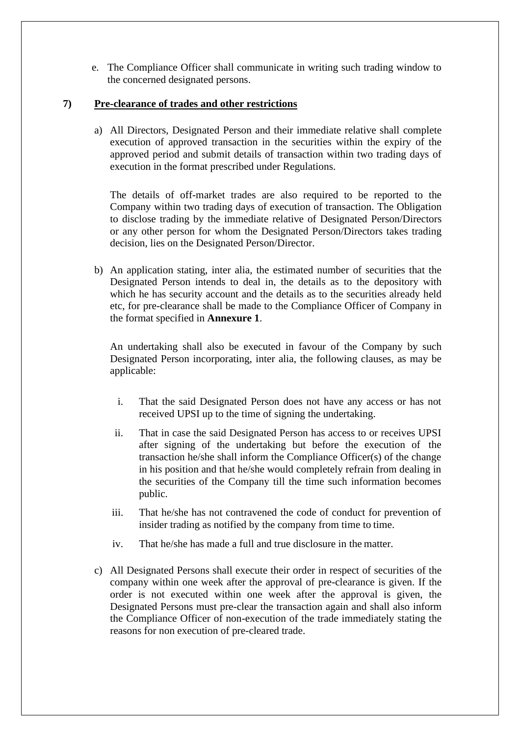e. The Compliance Officer shall communicate in writing such trading window to the concerned designated persons.

## 7) Pre-clearance of trades and other restrictions

a) All Directors, Designated Person and their immediate relative shall complete execution of approved transaction in the securities within the expiry of the approved period and submit details of transaction within two trading days of execution in the format prescribed under Regulations.

   The details of off-market trades are also required to be reported to the Company within two trading days of execution of transaction. The Obligation to disclose trading by the immediate relative of Designated Person/Directors or any other person for whom the Designated Person/Directors takes trading decision, lies on the Designated Person/Director.

b) An application stating, inter alia, the estimated number of securities that the Designated Person intends to deal in, the details as to the depository with which he has security account and the details as to the securities already held etc, for pre-clearance shall be made to the Compliance Officer of Company in the format specified in **Annexure 1**.

   An undertaking shall also be executed in favour of the Company by such Designated Person incorporating, inter alia, the following clauses, as may be applicable:

   i. That the said Designated Person does not have any access or has not received UPSI up to the time of signing the undertaking.

   ii. That in case the said Designated Person has access to or receives UPSI after signing of the undertaking but before the execution of the transaction he/she shall inform the Compliance Officer(s) of the change in his position and that he/she would completely refrain from dealing in the securities of the Company till the time such information becomes public.

   iii. That he/she has not contravened the code of conduct for prevention of insider trading as notified by the company from time to time.

   iv. That he/she has made a full and true disclosure in the matter.

c) All Designated Persons shall execute their order in respect of securities of the company within one week after the approval of pre-clearance is given. If the order is not executed within one week after the approval is given, the Designated Persons must pre-clear the transaction again and shall also inform the Compliance Officer of non-execution of the trade immediately stating the reasons for non execution of pre-cleared trade.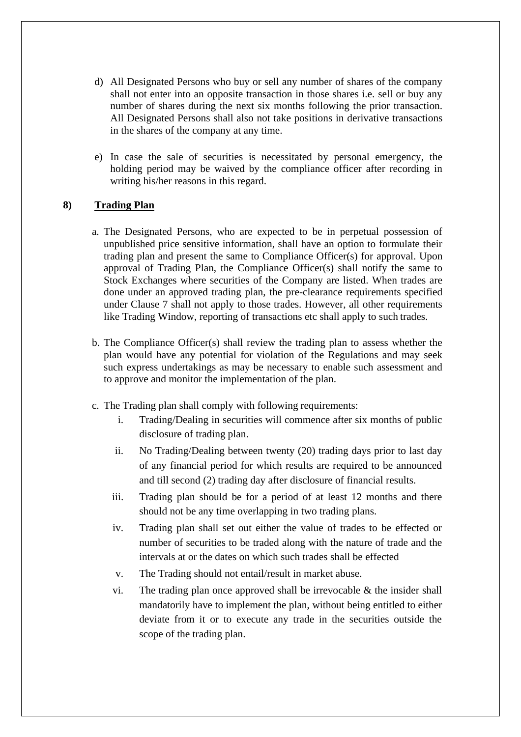d) All Designated Persons who buy or sell any number of shares of the company shall not enter into an opposite transaction in those shares i.e. sell or buy any number of shares during the next six months following the prior transaction. All Designated Persons shall also not take positions in derivative transactions in the shares of the company at any time.

e) In case the sale of securities is necessitated by personal emergency, the holding period may be waived by the compliance officer after recording in writing his/her reasons in this regard.

## 8) <u>Trading Plan</u>

a. The Designated Persons, who are expected to be in perpetual possession of unpublished price sensitive information, shall have an option to formulate their trading plan and present the same to Compliance Officer(s) for approval. Upon approval of Trading Plan, the Compliance Officer(s) shall notify the same to Stock Exchanges where securities of the Company are listed. When trades are done under an approved trading plan, the pre-clearance requirements specified under Clause 7 shall not apply to those trades. However, all other requirements like Trading Window, reporting of transactions etc shall apply to such trades.

b. The Compliance Officer(s) shall review the trading plan to assess whether the plan would have any potential for violation of the Regulations and may seek such express undertakings as may be necessary to enable such assessment and to approve and monitor the implementation of the plan.

c. The Trading plan shall comply with following requirements:

   i. Trading/Dealing in securities will commence after six months of public disclosure of trading plan.

   ii. No Trading/Dealing between twenty (20) trading days prior to last day of any financial period for which results are required to be announced and till second (2) trading day after disclosure of financial results.

   iii. Trading plan should be for a period of at least 12 months and there should not be any time overlapping in two trading plans.

   iv. Trading plan shall set out either the value of trades to be effected or number of securities to be traded along with the nature of trade and the intervals at or the dates on which such trades shall be effected

   v. The Trading should not entail/result in market abuse.

   vi. The trading plan once approved shall be irrevocable & the insider shall mandatorily have to implement the plan, without being entitled to either deviate from it or to execute any trade in the securities outside the scope of the trading plan.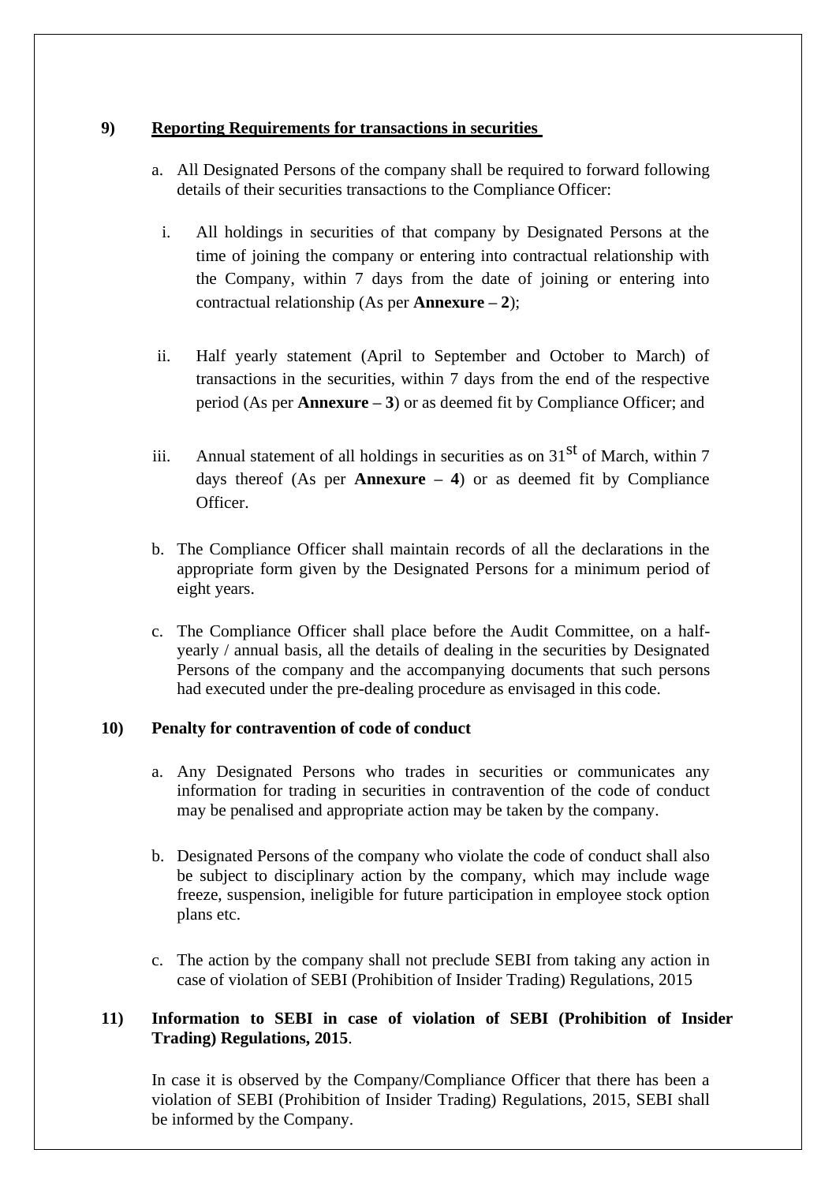**9) Reporting Requirements for transactions in securities**

a. All Designated Persons of the company shall be required to forward following details of their securities transactions to the Compliance Officer:

i. All holdings in securities of that company by Designated Persons at the time of joining the company or entering into contractual relationship with the Company, within 7 days from the date of joining or entering into contractual relationship (As per **Annexure – 2**);

ii. Half yearly statement (April to September and October to March) of transactions in the securities, within 7 days from the end of the respective period (As per **Annexure – 3**) or as deemed fit by Compliance Officer; and

iii. Annual statement of all holdings in securities as on 31st of March, within 7 days thereof (As per **Annexure – 4**) or as deemed fit by Compliance Officer.

b. The Compliance Officer shall maintain records of all the declarations in the appropriate form given by the Designated Persons for a minimum period of eight years.

c. The Compliance Officer shall place before the Audit Committee, on a half-yearly / annual basis, all the details of dealing in the securities by Designated Persons of the company and the accompanying documents that such persons had executed under the pre-dealing procedure as envisaged in this code.

**10) Penalty for contravention of code of conduct**

a. Any Designated Persons who trades in securities or communicates any information for trading in securities in contravention of the code of conduct may be penalised and appropriate action may be taken by the company.

b. Designated Persons of the company who violate the code of conduct shall also be subject to disciplinary action by the company, which may include wage freeze, suspension, ineligible for future participation in employee stock option plans etc.

c. The action by the company shall not preclude SEBI from taking any action in case of violation of SEBI (Prohibition of Insider Trading) Regulations, 2015

**11) Information to SEBI in case of violation of SEBI (Prohibition of Insider Trading) Regulations, 2015**.

In case it is observed by the Company/Compliance Officer that there has been a violation of SEBI (Prohibition of Insider Trading) Regulations, 2015, SEBI shall be informed by the Company.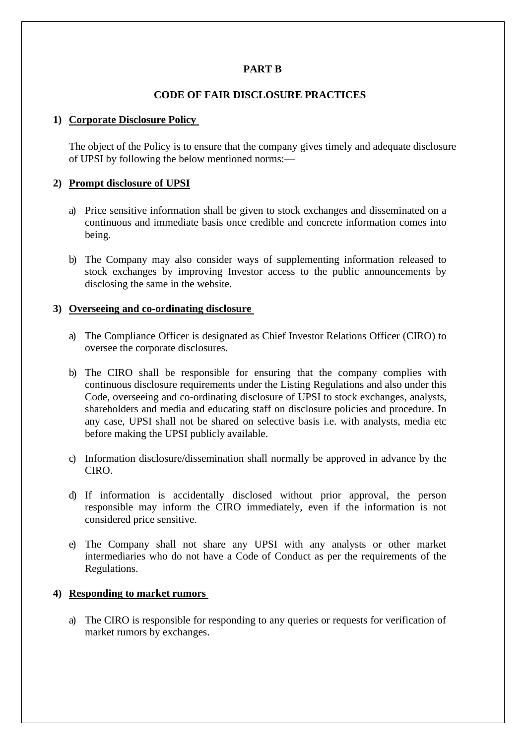# PART B

## CODE OF FAIR DISCLOSURE PRACTICES

### 1) Corporate Disclosure Policy

The object of the Policy is to ensure that the company gives timely and adequate disclosure of UPSI by following the below mentioned norms:—

### 2) Prompt disclosure of UPSI

a) Price sensitive information shall be given to stock exchanges and disseminated on a continuous and immediate basis once credible and concrete information comes into being.

b) The Company may also consider ways of supplementing information released to stock exchanges by improving Investor access to the public announcements by disclosing the same in the website.

### 3) Overseeing and co-ordinating disclosure

a) The Compliance Officer is designated as Chief Investor Relations Officer (CIRO) to oversee the corporate disclosures.

b) The CIRO shall be responsible for ensuring that the company complies with continuous disclosure requirements under the Listing Regulations and also under this Code, overseeing and co-ordinating disclosure of UPSI to stock exchanges, analysts, shareholders and media and educating staff on disclosure policies and procedure. In any case, UPSI shall not be shared on selective basis i.e. with analysts, media etc before making the UPSI publicly available.

c) Information disclosure/dissemination shall normally be approved in advance by the CIRO.

d) If information is accidentally disclosed without prior approval, the person responsible may inform the CIRO immediately, even if the information is not considered price sensitive.

e) The Company shall not share any UPSI with any analysts or other market intermediaries who do not have a Code of Conduct as per the requirements of the Regulations.

### 4) Responding to market rumors

a) The CIRO is responsible for responding to any queries or requests for verification of market rumors by exchanges.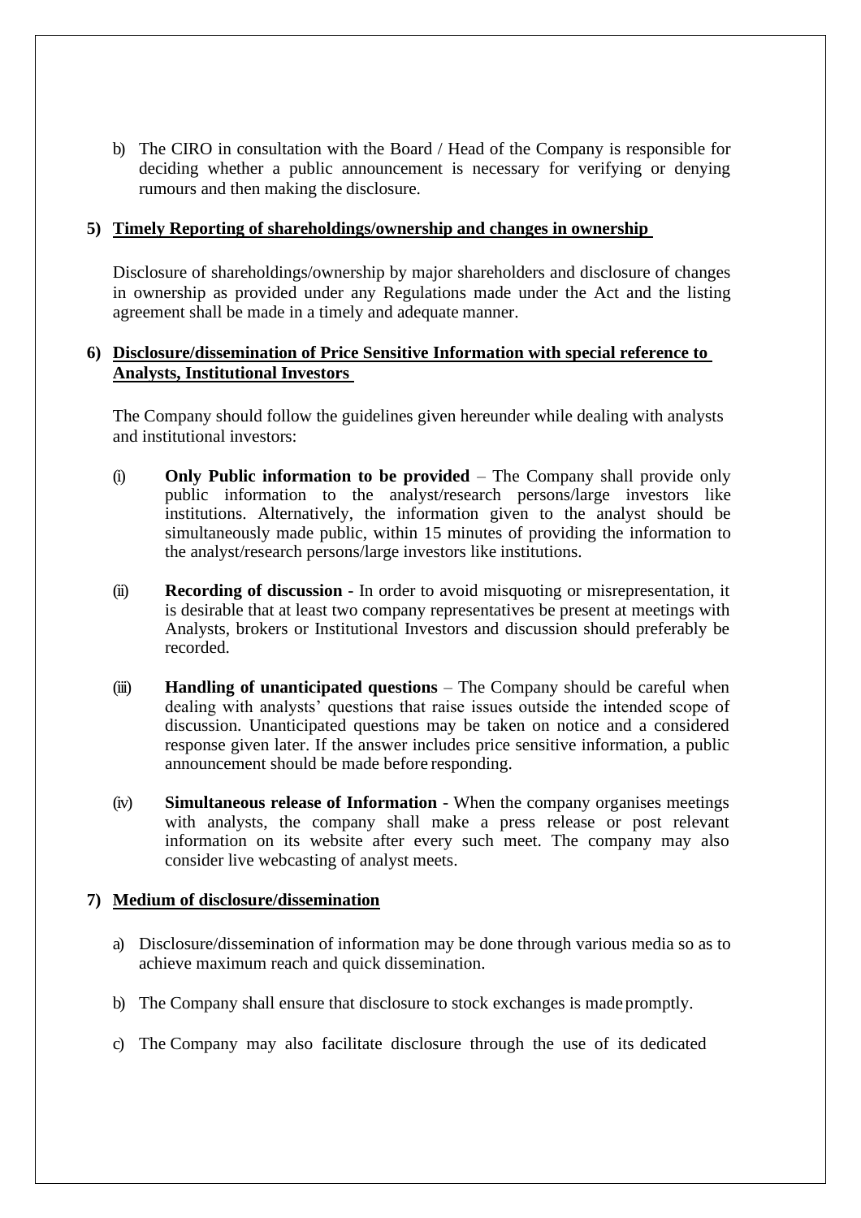b) The CIRO in consultation with the Board / Head of the Company is responsible for deciding whether a public announcement is necessary for verifying or denying rumours and then making the disclosure.

**5) Timely Reporting of shareholdings/ownership and changes in ownership**

Disclosure of shareholdings/ownership by major shareholders and disclosure of changes in ownership as provided under any Regulations made under the Act and the listing agreement shall be made in a timely and adequate manner.

**6) Disclosure/dissemination of Price Sensitive Information with special reference to Analysts, Institutional Investors**

The Company should follow the guidelines given hereunder while dealing with analysts and institutional investors:

(i) **Only Public information to be provided** – The Company shall provide only public information to the analyst/research persons/large investors like institutions. Alternatively, the information given to the analyst should be simultaneously made public, within 15 minutes of providing the information to the analyst/research persons/large investors like institutions.

(ii) **Recording of discussion** - In order to avoid misquoting or misrepresentation, it is desirable that at least two company representatives be present at meetings with Analysts, brokers or Institutional Investors and discussion should preferably be recorded.

(iii) **Handling of unanticipated questions** – The Company should be careful when dealing with analysts' questions that raise issues outside the intended scope of discussion. Unanticipated questions may be taken on notice and a considered response given later. If the answer includes price sensitive information, a public announcement should be made before responding.

(iv) **Simultaneous release of Information** - When the company organises meetings with analysts, the company shall make a press release or post relevant information on its website after every such meet. The company may also consider live webcasting of analyst meets.

**7) Medium of disclosure/dissemination**

a) Disclosure/dissemination of information may be done through various media so as to achieve maximum reach and quick dissemination.

b) The Company shall ensure that disclosure to stock exchanges is made promptly.

c) The Company may also facilitate disclosure through the use of its dedicated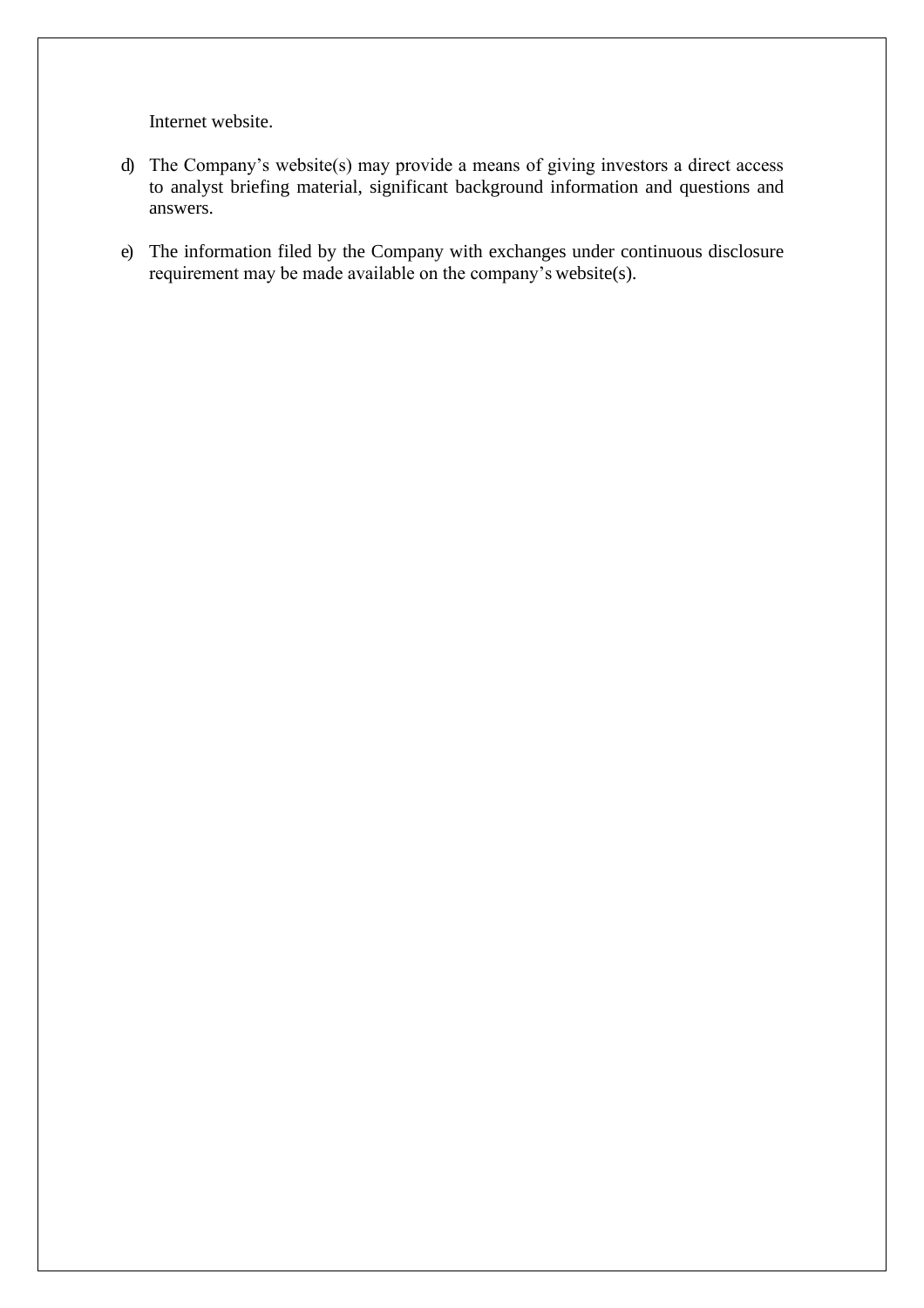Internet website.

d) The Company's website(s) may provide a means of giving investors a direct access to analyst briefing material, significant background information and questions and answers.

e) The information filed by the Company with exchanges under continuous disclosure requirement may be made available on the company's website(s).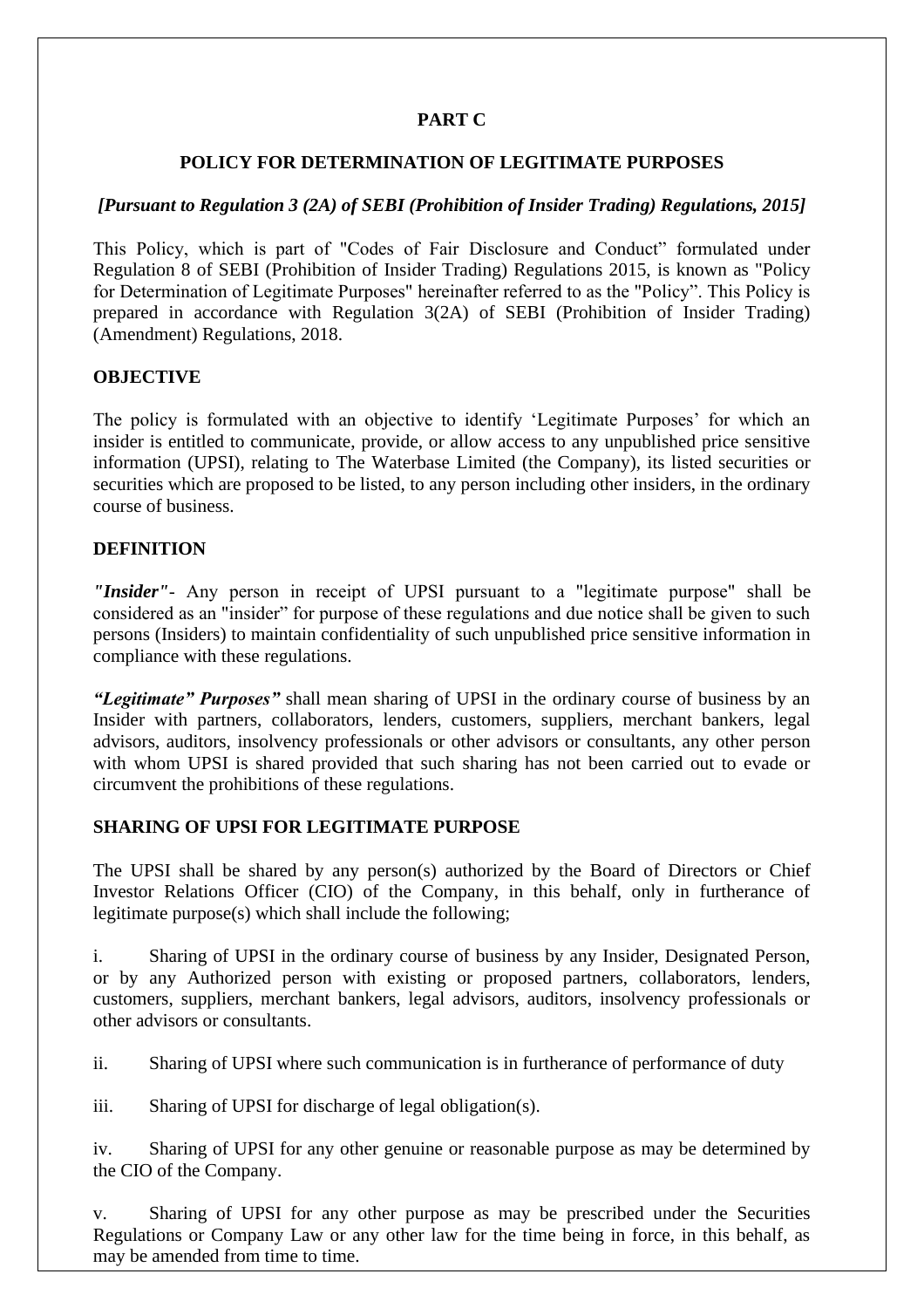## PART C

## POLICY FOR DETERMINATION OF LEGITIMATE PURPOSES

***[Pursuant to Regulation 3 (2A) of SEBI (Prohibition of Insider Trading) Regulations, 2015]***

This Policy, which is part of "Codes of Fair Disclosure and Conduct" formulated under Regulation 8 of SEBI (Prohibition of Insider Trading) Regulations 2015, is known as "Policy for Determination of Legitimate Purposes" hereinafter referred to as the "Policy". This Policy is prepared in accordance with Regulation 3(2A) of SEBI (Prohibition of Insider Trading) (Amendment) Regulations, 2018.

### OBJECTIVE

The policy is formulated with an objective to identify 'Legitimate Purposes' for which an insider is entitled to communicate, provide, or allow access to any unpublished price sensitive information (UPSI), relating to The Waterbase Limited (the Company), its listed securities or securities which are proposed to be listed, to any person including other insiders, in the ordinary course of business.

### DEFINITION

***"Insider"***- Any person in receipt of UPSI pursuant to a "legitimate purpose" shall be considered as an "insider" for purpose of these regulations and due notice shall be given to such persons (Insiders) to maintain confidentiality of such unpublished price sensitive information in compliance with these regulations.

***"Legitimate" Purposes"*** shall mean sharing of UPSI in the ordinary course of business by an Insider with partners, collaborators, lenders, customers, suppliers, merchant bankers, legal advisors, auditors, insolvency professionals or other advisors or consultants, any other person with whom UPSI is shared provided that such sharing has not been carried out to evade or circumvent the prohibitions of these regulations.

### SHARING OF UPSI FOR LEGITIMATE PURPOSE

The UPSI shall be shared by any person(s) authorized by the Board of Directors or Chief Investor Relations Officer (CIO) of the Company, in this behalf, only in furtherance of legitimate purpose(s) which shall include the following;

i. Sharing of UPSI in the ordinary course of business by any Insider, Designated Person, or by any Authorized person with existing or proposed partners, collaborators, lenders, customers, suppliers, merchant bankers, legal advisors, auditors, insolvency professionals or other advisors or consultants.

ii. Sharing of UPSI where such communication is in furtherance of performance of duty

iii. Sharing of UPSI for discharge of legal obligation(s).

iv. Sharing of UPSI for any other genuine or reasonable purpose as may be determined by the CIO of the Company.

v. Sharing of UPSI for any other purpose as may be prescribed under the Securities Regulations or Company Law or any other law for the time being in force, in this behalf, as may be amended from time to time.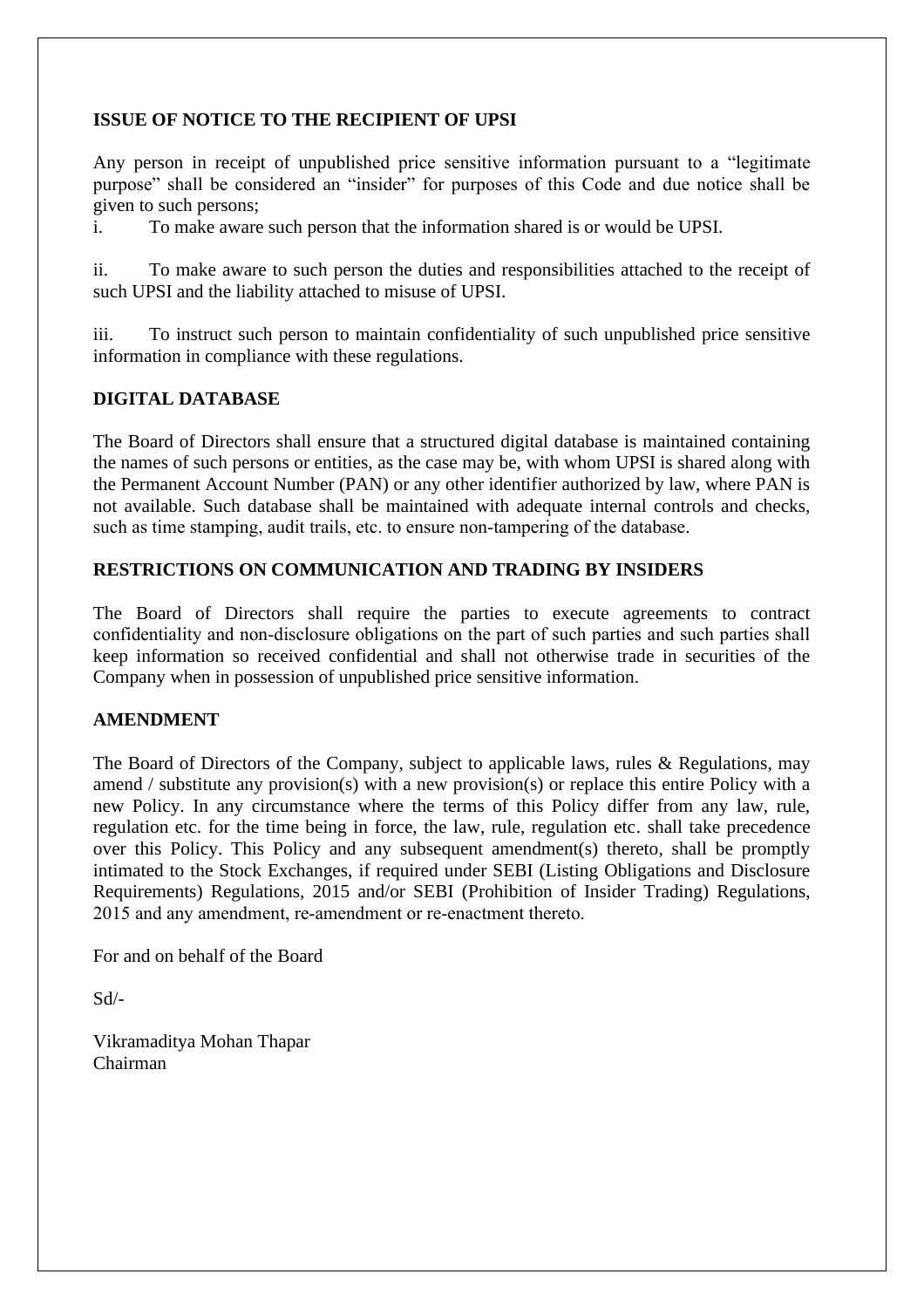**ISSUE OF NOTICE TO THE RECIPIENT OF UPSI**

Any person in receipt of unpublished price sensitive information pursuant to a "legitimate purpose" shall be considered an "insider" for purposes of this Code and due notice shall be given to such persons;

i. To make aware such person that the information shared is or would be UPSI.

ii. To make aware to such person the duties and responsibilities attached to the receipt of such UPSI and the liability attached to misuse of UPSI.

iii. To instruct such person to maintain confidentiality of such unpublished price sensitive information in compliance with these regulations.

**DIGITAL DATABASE**

The Board of Directors shall ensure that a structured digital database is maintained containing the names of such persons or entities, as the case may be, with whom UPSI is shared along with the Permanent Account Number (PAN) or any other identifier authorized by law, where PAN is not available. Such database shall be maintained with adequate internal controls and checks, such as time stamping, audit trails, etc. to ensure non-tampering of the database.

**RESTRICTIONS ON COMMUNICATION AND TRADING BY INSIDERS**

The Board of Directors shall require the parties to execute agreements to contract confidentiality and non-disclosure obligations on the part of such parties and such parties shall keep information so received confidential and shall not otherwise trade in securities of the Company when in possession of unpublished price sensitive information.

**AMENDMENT**

The Board of Directors of the Company, subject to applicable laws, rules & Regulations, may amend / substitute any provision(s) with a new provision(s) or replace this entire Policy with a new Policy. In any circumstance where the terms of this Policy differ from any law, rule, regulation etc. for the time being in force, the law, rule, regulation etc. shall take precedence over this Policy. This Policy and any subsequent amendment(s) thereto, shall be promptly intimated to the Stock Exchanges, if required under SEBI (Listing Obligations and Disclosure Requirements) Regulations, 2015 and/or SEBI (Prohibition of Insider Trading) Regulations, 2015 and any amendment, re-amendment or re-enactment thereto.

For and on behalf of the Board

Sd/-

Vikramaditya Mohan Thapar
Chairman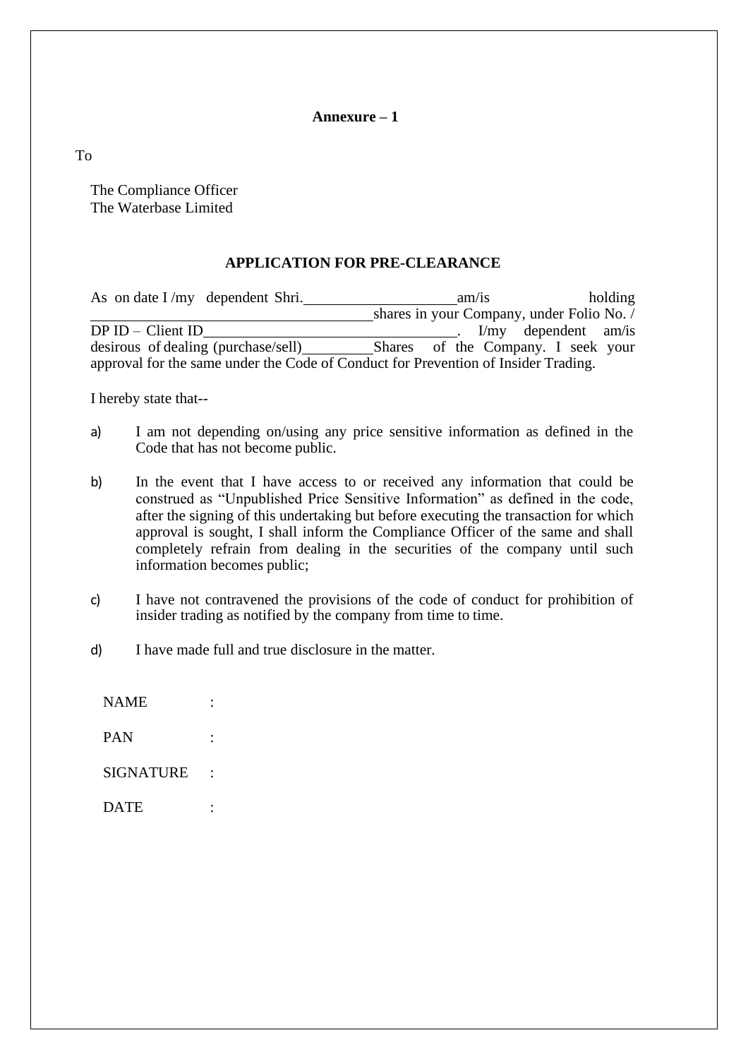**Annexure – 1**

To

The Compliance Officer
The Waterbase Limited

**APPLICATION FOR PRE-CLEARANCE**

As on date I /my dependent Shri.____________________am/is holding ________________________________________shares in your Company, under Folio No. / DP ID – Client ID__________________________________. I/my dependent am/is desirous of dealing (purchase/sell)__________Shares of the Company. I seek your approval for the same under the Code of Conduct for Prevention of Insider Trading.

I hereby state that--

a) I am not depending on/using any price sensitive information as defined in the Code that has not become public.

b) In the event that I have access to or received any information that could be construed as "Unpublished Price Sensitive Information" as defined in the code, after the signing of this undertaking but before executing the transaction for which approval is sought, I shall inform the Compliance Officer of the same and shall completely refrain from dealing in the securities of the company until such information becomes public;

c) I have not contravened the provisions of the code of conduct for prohibition of insider trading as notified by the company from time to time.

d) I have made full and true disclosure in the matter.

NAME :

PAN :

SIGNATURE :

DATE :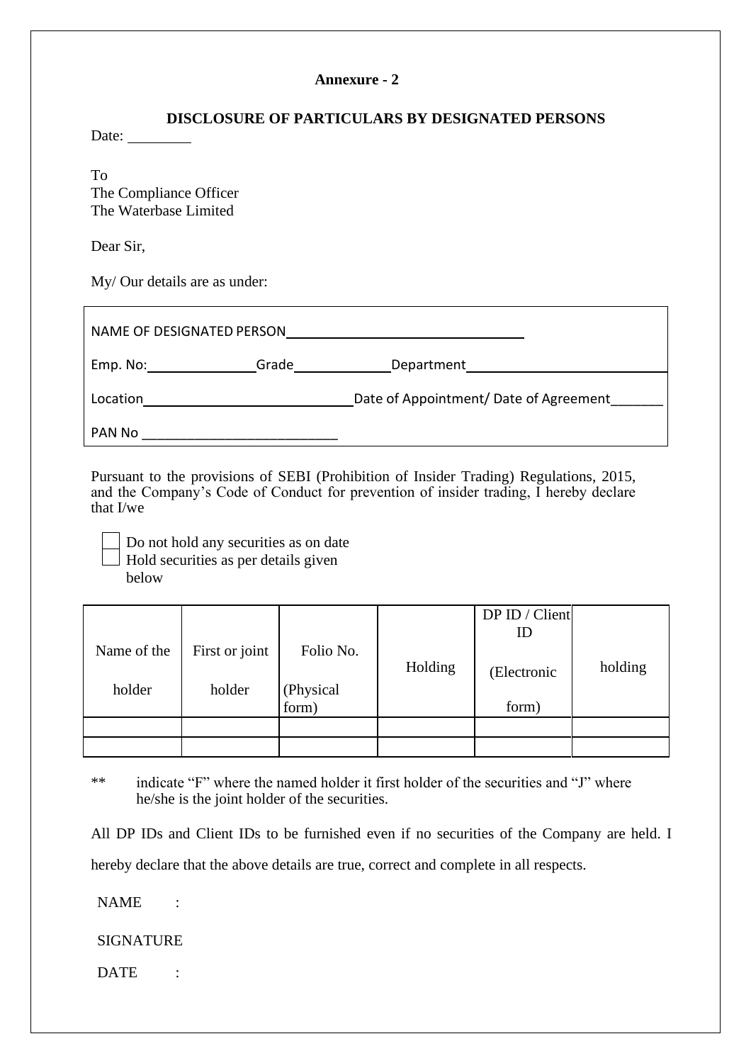**Annexure - 2**

**DISCLOSURE OF PARTICULARS BY DESIGNATED PERSONS**

Date: ________

To
The Compliance Officer
The Waterbase Limited

Dear Sir,

My/ Our details are as under:

NAME OF DESIGNATED PERSON ________________________________

Emp. No: ______________ Grade ____________ Department ____________________________

Location ____________________________ Date of Appointment/ Date of Agreement _______

PAN No __________________________

Pursuant to the provisions of SEBI (Prohibition of Insider Trading) Regulations, 2015, and the Company's Code of Conduct for prevention of insider trading, I hereby declare that I/we

- [ ] Do not hold any securities as on date
- [ ] Hold securities as per details given below

| Name of the holder | First or joint holder | Folio No. (Physical form) | Holding | DP ID / Client ID (Electronic form) | holding |
|---|---|---|---|---|---|
| | | | | | |
| | | | | | |

** indicate "F" where the named holder it first holder of the securities and "J" where he/she is the joint holder of the securities.

All DP IDs and Client IDs to be furnished even if no securities of the Company are held. I hereby declare that the above details are true, correct and complete in all respects.

NAME :

SIGNATURE

DATE :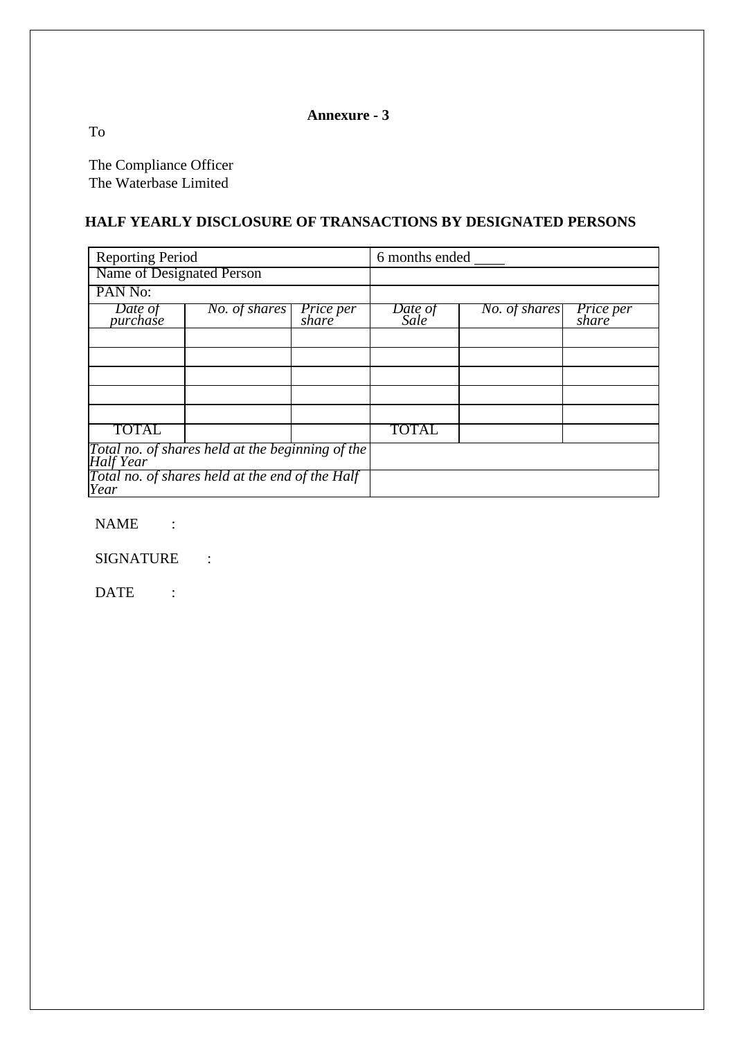**Annexure - 3**

To

The Compliance Officer
The Waterbase Limited

**HALF YEARLY DISCLOSURE OF TRANSACTIONS BY DESIGNATED PERSONS**

| Reporting Period | | | 6 months ended ____ | | |
|---|---|---|---|---|---|
| Name of Designated Person | | | | | |
| PAN No: | | | | | |
| *Date of purchase* | *No. of shares* | *Price per share* | *Date of Sale* | *No. of shares* | *Price per share* |
| | | | | | |
| | | | | | |
| | | | | | |
| | | | | | |
| | | | | | |
| TOTAL | | | TOTAL | | |
| *Total no. of shares held at the beginning of the Half Year* | | | | | |
| *Total no. of shares held at the end of the Half Year* | | | | | |

NAME :

SIGNATURE :

DATE :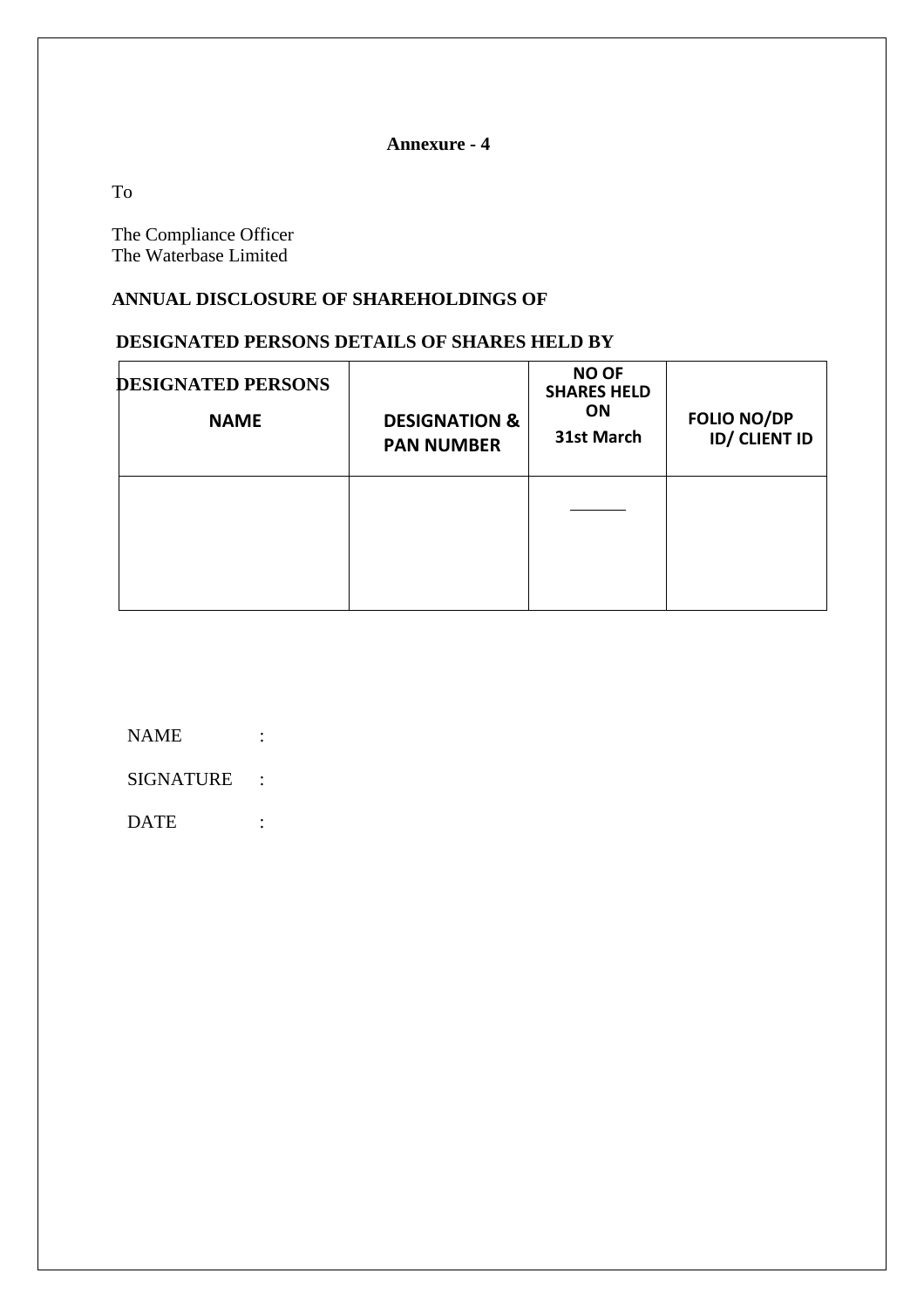**Annexure - 4**

To

The Compliance Officer
The Waterbase Limited

**ANNUAL DISCLOSURE OF SHAREHOLDINGS OF**

**DESIGNATED PERSONS DETAILS OF SHARES HELD BY**

| DESIGNATED PERSONS NAME | DESIGNATION & PAN NUMBER | NO OF SHARES HELD ON 31st March ______ | FOLIO NO/DP ID/ CLIENT ID |
|---|---|---|---|
| | | | |

NAME :

SIGNATURE :

DATE :